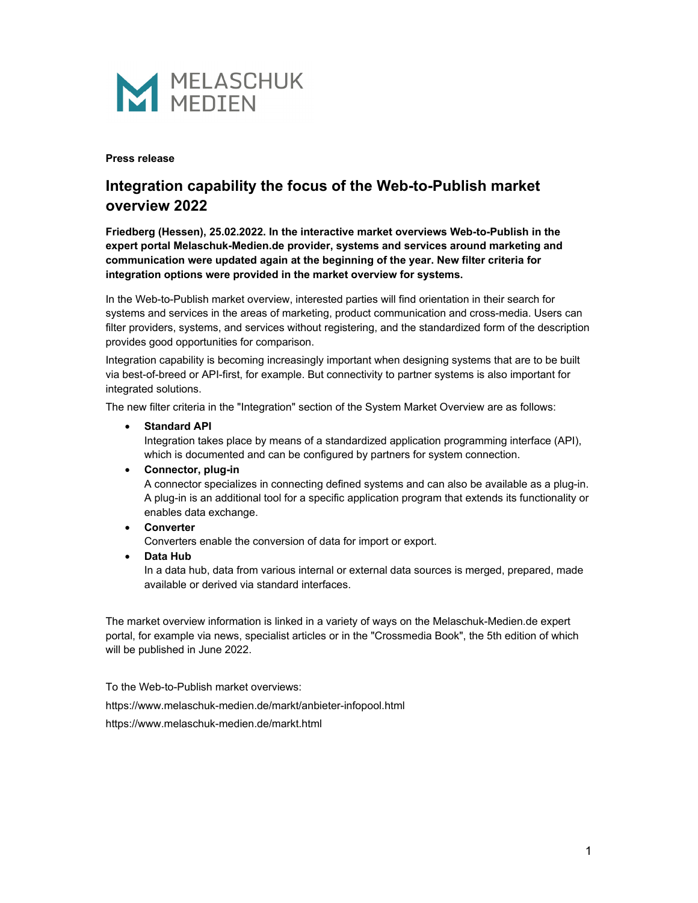MELASCHUK MEDIEN

**Press release**

# Integration capability the focus of the Web-to-Publish market overview 2022

**Friedberg (Hessen), 25.02.2022. In the interactive market overviews Web-to-Publish in the expert portal Melaschuk-Medien.de provider, systems and services around marketing and communication were updated again at the beginning of the year. New filter criteria for integration options were provided in the market overview for systems.**

In the Web-to-Publish market overview, interested parties will find orientation in their search for systems and services in the areas of marketing, product communication and cross-media. Users can filter providers, systems, and services without registering, and the standardized form of the description provides good opportunities for comparison.

Integration capability is becoming increasingly important when designing systems that are to be built via best-of-breed or API-first, for example. But connectivity to partner systems is also important for integrated solutions.

The new filter criteria in the "Integration" section of the System Market Overview are as follows:

- **Standard API**
  Integration takes place by means of a standardized application programming interface (API), which is documented and can be configured by partners for system connection.
- **Connector, plug-in**
  A connector specializes in connecting defined systems and can also be available as a plug-in. A plug-in is an additional tool for a specific application program that extends its functionality or enables data exchange.
- **Converter**
  Converters enable the conversion of data for import or export.
- **Data Hub**
  In a data hub, data from various internal or external data sources is merged, prepared, made available or derived via standard interfaces.

The market overview information is linked in a variety of ways on the Melaschuk-Medien.de expert portal, for example via news, specialist articles or in the "Crossmedia Book", the 5th edition of which will be published in June 2022.

To the Web-to-Publish market overviews:

https://www.melaschuk-medien.de/markt/anbieter-infopool.html

https://www.melaschuk-medien.de/markt.html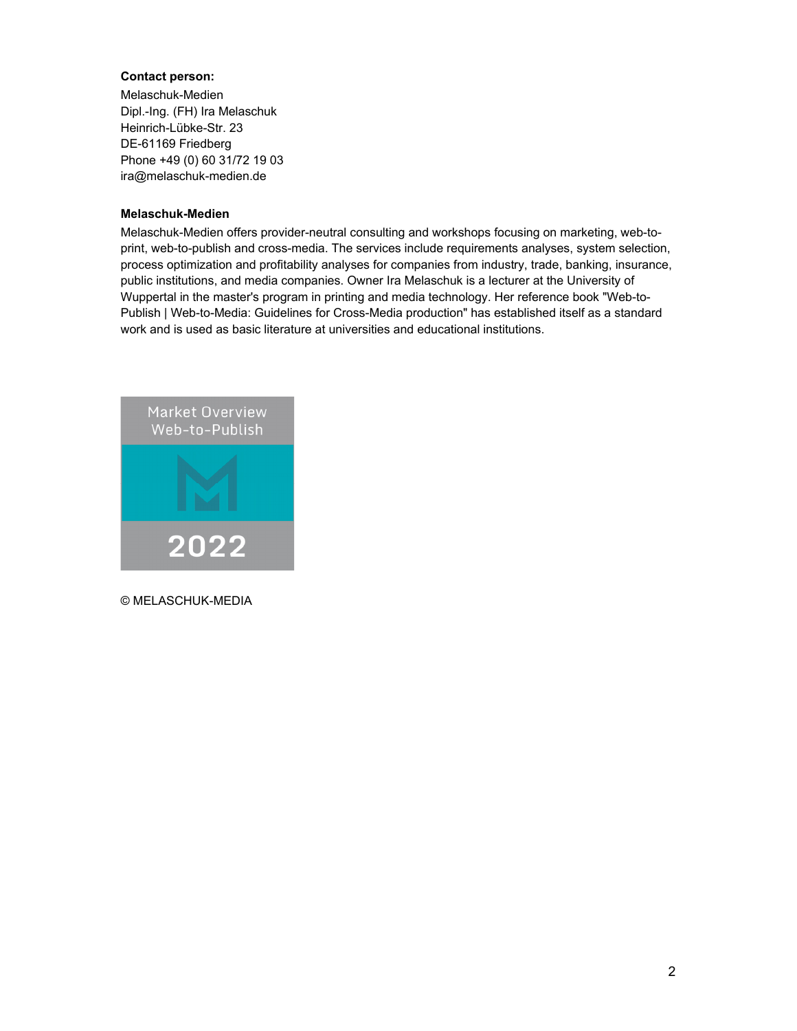**Contact person:**

Melaschuk-Medien
Dipl.-Ing. (FH) Ira Melaschuk
Heinrich-Lübke-Str. 23
DE-61169 Friedberg
Phone +49 (0) 60 31/72 19 03
ira@melaschuk-medien.de

**Melaschuk-Medien**

Melaschuk-Medien offers provider-neutral consulting and workshops focusing on marketing, web-to-print, web-to-publish and cross-media. The services include requirements analyses, system selection, process optimization and profitability analyses for companies from industry, trade, banking, insurance, public institutions, and media companies. Owner Ira Melaschuk is a lecturer at the University of Wuppertal in the master's program in printing and media technology. Her reference book "Web-to-Publish | Web-to-Media: Guidelines for Cross-Media production" has established itself as a standard work and is used as basic literature at universities and educational institutions.

Market Overview
Web-to-Publish

2022

© MELASCHUK-MEDIA